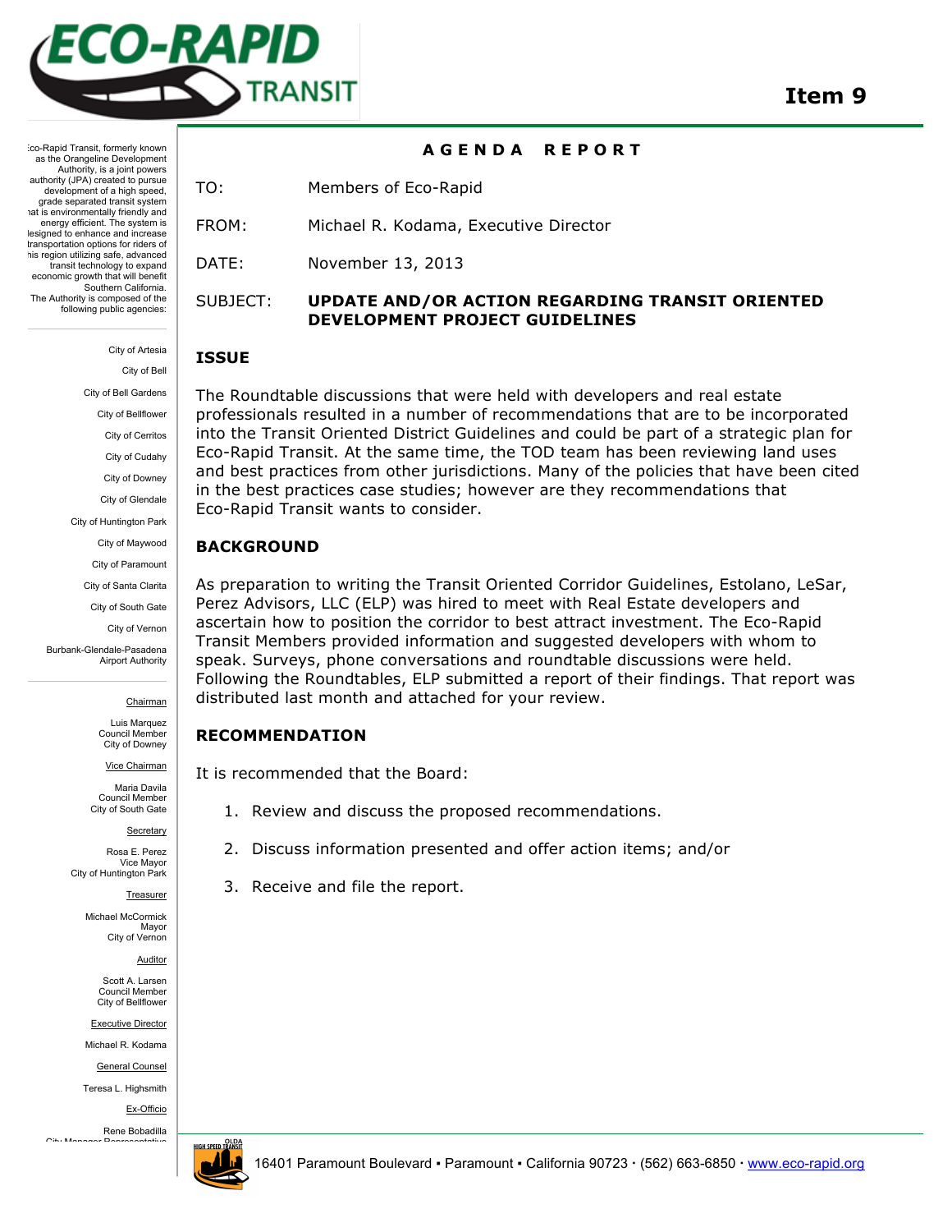# Item 9

Eco-Rapid Transit, formerly known as the Orangeline Development Authority, is a joint powers authority (JPA) created to pursue development of a high speed, grade separated transit system that is environmentally friendly and energy efficient. The system is designed to enhance and increase transportation options for riders of this region utilizing safe, advanced transit technology to expand economic growth that will benefit Southern California. The Authority is composed of the following public agencies:

City of Artesia
City of Bell
City of Bell Gardens
City of Bellflower
City of Cerritos
City of Cudahy
City of Downey
City of Glendale
City of Huntington Park
City of Maywood
City of Paramount
City of Santa Clarita
City of South Gate
City of Vernon
Burbank-Glendale-Pasadena Airport Authority

Chairman
Luis Marquez
Council Member
City of Downey

Vice Chairman
Maria Davila
Council Member
City of South Gate

Secretary
Rosa E. Perez
Vice Mayor
City of Huntington Park

Treasurer
Michael McCormick
Mayor
City of Vernon

Auditor
Scott A. Larsen
Council Member
City of Bellflower

Executive Director
Michael R. Kodama

General Counsel
Teresa L. Highsmith

Ex-Officio
Rene Bobadilla
City Manager Representative

## AGENDA REPORT

TO: Members of Eco-Rapid

FROM: Michael R. Kodama, Executive Director

DATE: November 13, 2013

SUBJECT: **UPDATE AND/OR ACTION REGARDING TRANSIT ORIENTED DEVELOPMENT PROJECT GUIDELINES**

### ISSUE

The Roundtable discussions that were held with developers and real estate professionals resulted in a number of recommendations that are to be incorporated into the Transit Oriented District Guidelines and could be part of a strategic plan for Eco-Rapid Transit. At the same time, the TOD team has been reviewing land uses and best practices from other jurisdictions. Many of the policies that have been cited in the best practices case studies; however are they recommendations that Eco-Rapid Transit wants to consider.

### BACKGROUND

As preparation to writing the Transit Oriented Corridor Guidelines, Estolano, LeSar, Perez Advisors, LLC (ELP) was hired to meet with Real Estate developers and ascertain how to position the corridor to best attract investment. The Eco-Rapid Transit Members provided information and suggested developers with whom to speak. Surveys, phone conversations and roundtable discussions were held. Following the Roundtables, ELP submitted a report of their findings. That report was distributed last month and attached for your review.

### RECOMMENDATION

It is recommended that the Board:

1. Review and discuss the proposed recommendations.
2. Discuss information presented and offer action items; and/or
3. Receive and file the report.

16401 Paramount Boulevard ▪ Paramount ▪ California 90723 · (562) 663-6850 · www.eco-rapid.org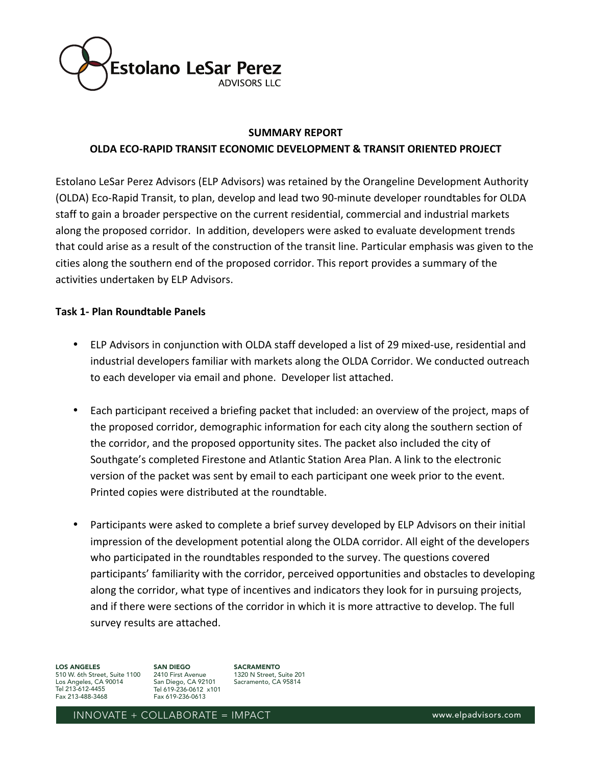**SUMMARY REPORT**

**OLDA ECO-RAPID TRANSIT ECONOMIC DEVELOPMENT & TRANSIT ORIENTED PROJECT**

Estolano LeSar Perez Advisors (ELP Advisors) was retained by the Orangeline Development Authority (OLDA) Eco-Rapid Transit, to plan, develop and lead two 90-minute developer roundtables for OLDA staff to gain a broader perspective on the current residential, commercial and industrial markets along the proposed corridor. In addition, developers were asked to evaluate development trends that could arise as a result of the construction of the transit line. Particular emphasis was given to the cities along the southern end of the proposed corridor. This report provides a summary of the activities undertaken by ELP Advisors.

**Task 1- Plan Roundtable Panels**

- ELP Advisors in conjunction with OLDA staff developed a list of 29 mixed-use, residential and industrial developers familiar with markets along the OLDA Corridor. We conducted outreach to each developer via email and phone. Developer list attached.

- Each participant received a briefing packet that included: an overview of the project, maps of the proposed corridor, demographic information for each city along the southern section of the corridor, and the proposed opportunity sites. The packet also included the city of Southgate's completed Firestone and Atlantic Station Area Plan. A link to the electronic version of the packet was sent by email to each participant one week prior to the event. Printed copies were distributed at the roundtable.

- Participants were asked to complete a brief survey developed by ELP Advisors on their initial impression of the development potential along the OLDA corridor. All eight of the developers who participated in the roundtables responded to the survey. The questions covered participants' familiarity with the corridor, perceived opportunities and obstacles to developing along the corridor, what type of incentives and indicators they look for in pursuing projects, and if there were sections of the corridor in which it is more attractive to develop. The full survey results are attached.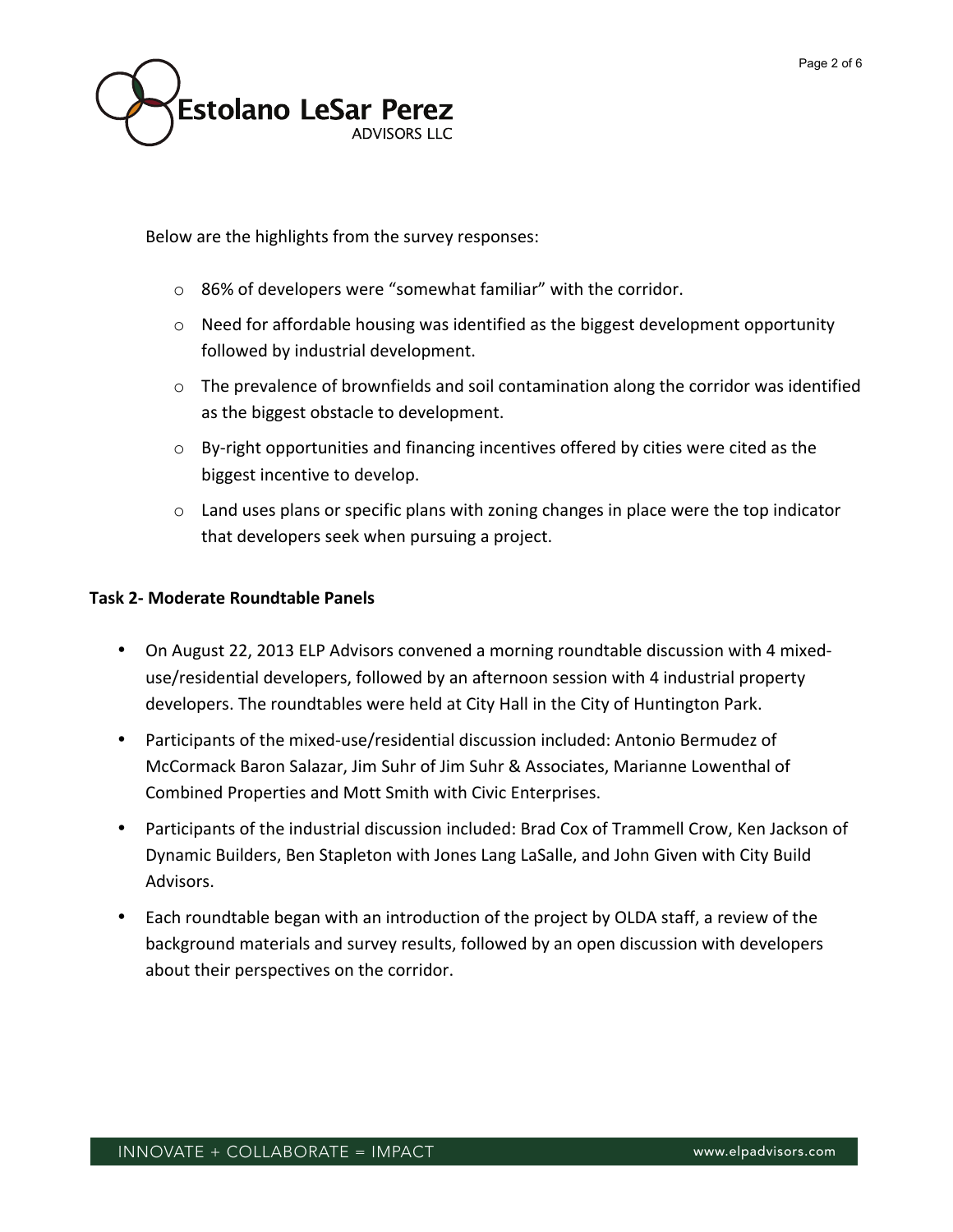Below are the highlights from the survey responses:

- 86% of developers were “somewhat familiar” with the corridor.
- Need for affordable housing was identified as the biggest development opportunity followed by industrial development.
- The prevalence of brownfields and soil contamination along the corridor was identified as the biggest obstacle to development.
- By-right opportunities and financing incentives offered by cities were cited as the biggest incentive to develop.
- Land uses plans or specific plans with zoning changes in place were the top indicator that developers seek when pursuing a project.

**Task 2- Moderate Roundtable Panels**

- On August 22, 2013 ELP Advisors convened a morning roundtable discussion with 4 mixed-use/residential developers, followed by an afternoon session with 4 industrial property developers. The roundtables were held at City Hall in the City of Huntington Park.
- Participants of the mixed-use/residential discussion included: Antonio Bermudez of McCormack Baron Salazar, Jim Suhr of Jim Suhr & Associates, Marianne Lowenthal of Combined Properties and Mott Smith with Civic Enterprises.
- Participants of the industrial discussion included: Brad Cox of Trammell Crow, Ken Jackson of Dynamic Builders, Ben Stapleton with Jones Lang LaSalle, and John Given with City Build Advisors.
- Each roundtable began with an introduction of the project by OLDA staff, a review of the background materials and survey results, followed by an open discussion with developers about their perspectives on the corridor.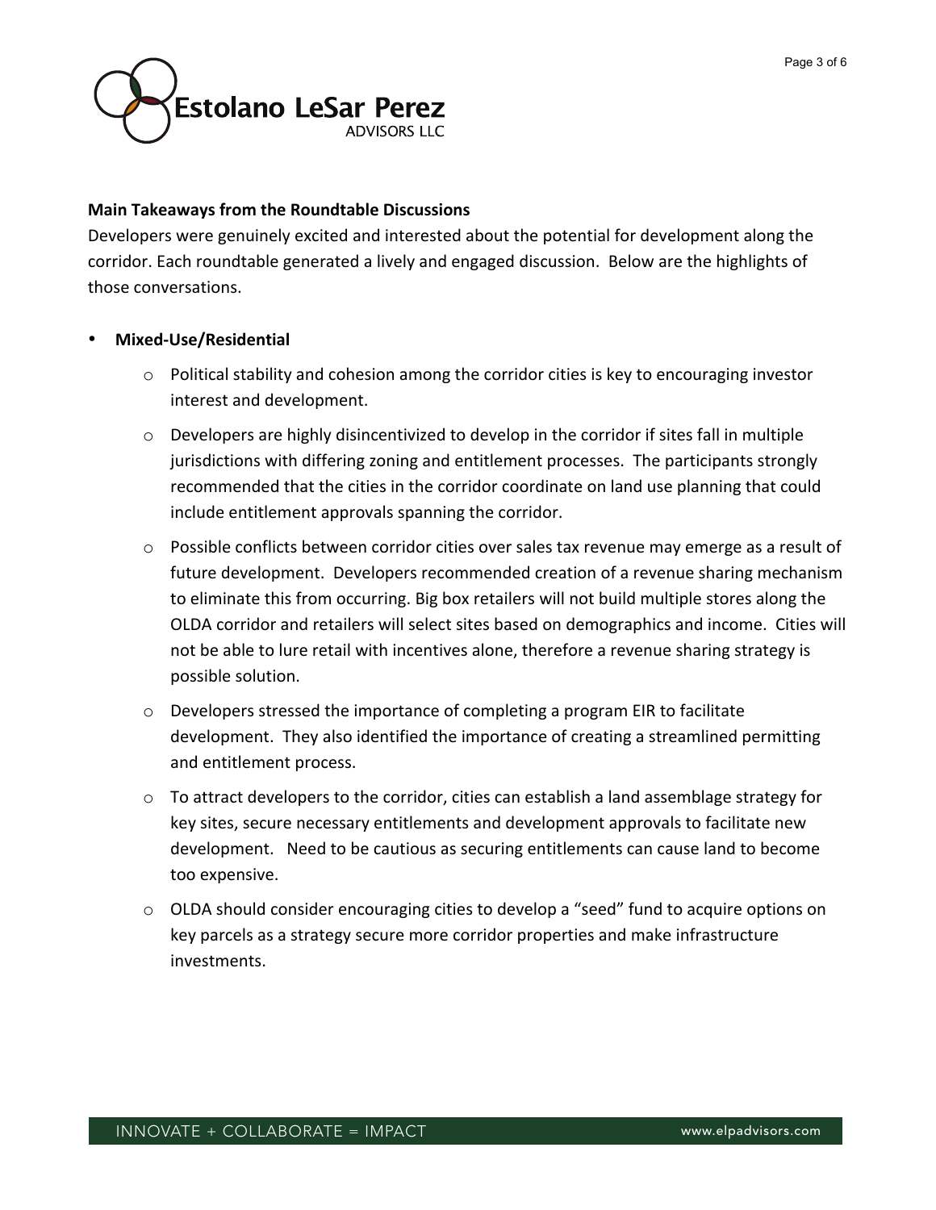**Main Takeaways from the Roundtable Discussions**

Developers were genuinely excited and interested about the potential for development along the corridor. Each roundtable generated a lively and engaged discussion. Below are the highlights of those conversations.

- **Mixed-Use/Residential**
  - Political stability and cohesion among the corridor cities is key to encouraging investor interest and development.
  - Developers are highly disincentivized to develop in the corridor if sites fall in multiple jurisdictions with differing zoning and entitlement processes. The participants strongly recommended that the cities in the corridor coordinate on land use planning that could include entitlement approvals spanning the corridor.
  - Possible conflicts between corridor cities over sales tax revenue may emerge as a result of future development. Developers recommended creation of a revenue sharing mechanism to eliminate this from occurring. Big box retailers will not build multiple stores along the OLDA corridor and retailers will select sites based on demographics and income. Cities will not be able to lure retail with incentives alone, therefore a revenue sharing strategy is possible solution.
  - Developers stressed the importance of completing a program EIR to facilitate development. They also identified the importance of creating a streamlined permitting and entitlement process.
  - To attract developers to the corridor, cities can establish a land assemblage strategy for key sites, secure necessary entitlements and development approvals to facilitate new development. Need to be cautious as securing entitlements can cause land to become too expensive.
  - OLDA should consider encouraging cities to develop a "seed" fund to acquire options on key parcels as a strategy secure more corridor properties and make infrastructure investments.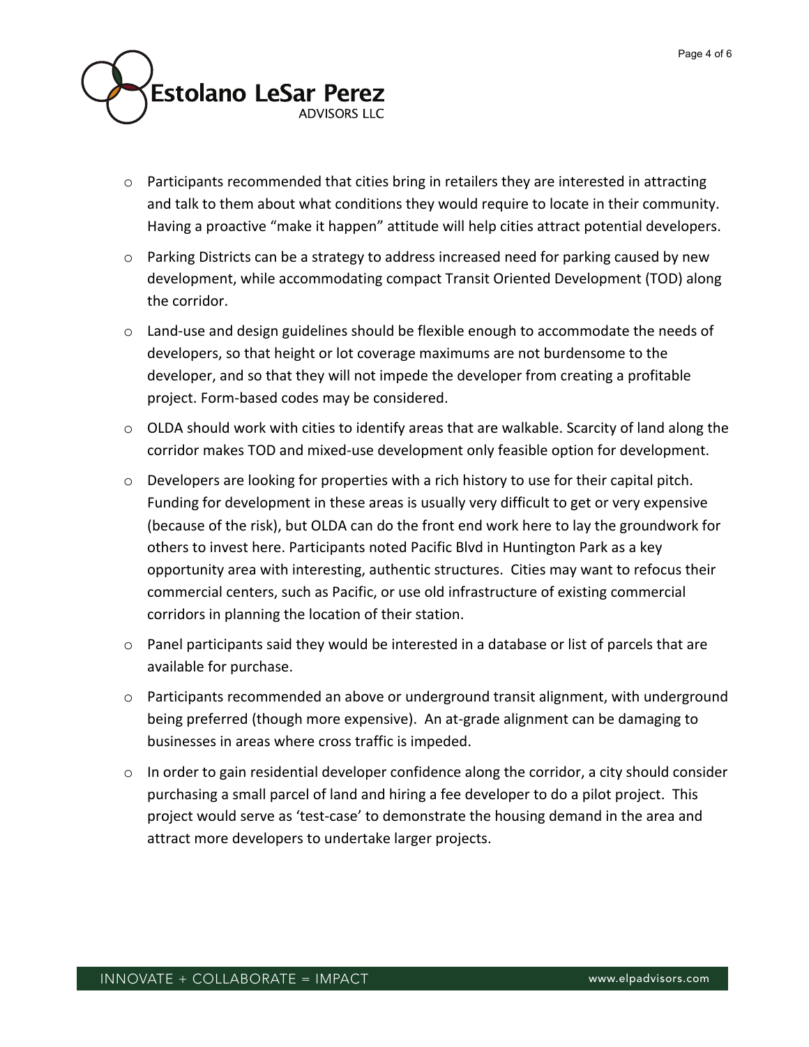- Participants recommended that cities bring in retailers they are interested in attracting and talk to them about what conditions they would require to locate in their community. Having a proactive "make it happen" attitude will help cities attract potential developers.
- Parking Districts can be a strategy to address increased need for parking caused by new development, while accommodating compact Transit Oriented Development (TOD) along the corridor.
- Land-use and design guidelines should be flexible enough to accommodate the needs of developers, so that height or lot coverage maximums are not burdensome to the developer, and so that they will not impede the developer from creating a profitable project. Form-based codes may be considered.
- OLDA should work with cities to identify areas that are walkable. Scarcity of land along the corridor makes TOD and mixed-use development only feasible option for development.
- Developers are looking for properties with a rich history to use for their capital pitch. Funding for development in these areas is usually very difficult to get or very expensive (because of the risk), but OLDA can do the front end work here to lay the groundwork for others to invest here. Participants noted Pacific Blvd in Huntington Park as a key opportunity area with interesting, authentic structures. Cities may want to refocus their commercial centers, such as Pacific, or use old infrastructure of existing commercial corridors in planning the location of their station.
- Panel participants said they would be interested in a database or list of parcels that are available for purchase.
- Participants recommended an above or underground transit alignment, with underground being preferred (though more expensive). An at-grade alignment can be damaging to businesses in areas where cross traffic is impeded.
- In order to gain residential developer confidence along the corridor, a city should consider purchasing a small parcel of land and hiring a fee developer to do a pilot project. This project would serve as 'test-case' to demonstrate the housing demand in the area and attract more developers to undertake larger projects.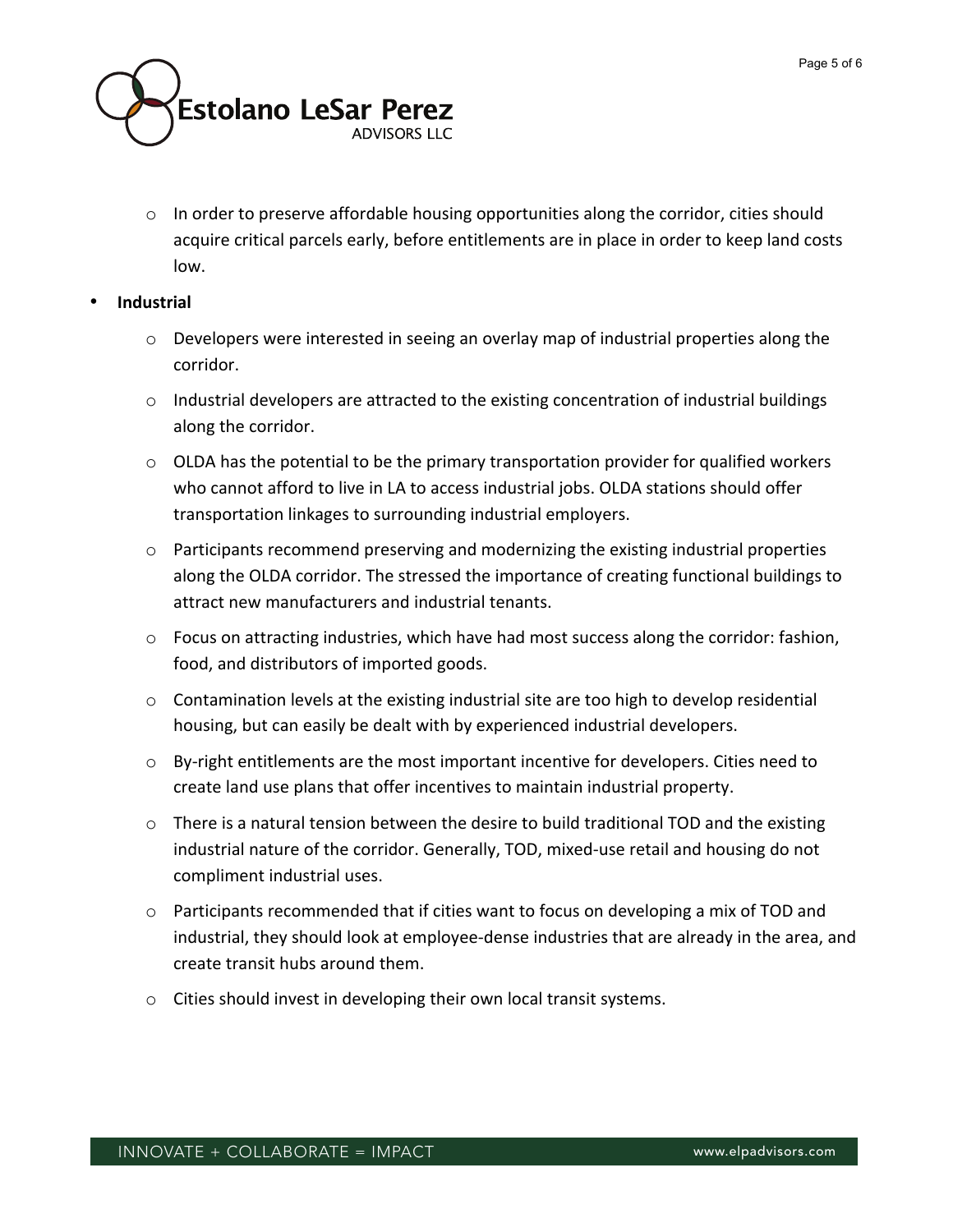- In order to preserve affordable housing opportunities along the corridor, cities should acquire critical parcels early, before entitlements are in place in order to keep land costs low.

- **Industrial**
  - Developers were interested in seeing an overlay map of industrial properties along the corridor.
  - Industrial developers are attracted to the existing concentration of industrial buildings along the corridor.
  - OLDA has the potential to be the primary transportation provider for qualified workers who cannot afford to live in LA to access industrial jobs. OLDA stations should offer transportation linkages to surrounding industrial employers.
  - Participants recommend preserving and modernizing the existing industrial properties along the OLDA corridor. The stressed the importance of creating functional buildings to attract new manufacturers and industrial tenants.
  - Focus on attracting industries, which have had most success along the corridor: fashion, food, and distributors of imported goods.
  - Contamination levels at the existing industrial site are too high to develop residential housing, but can easily be dealt with by experienced industrial developers.
  - By-right entitlements are the most important incentive for developers. Cities need to create land use plans that offer incentives to maintain industrial property.
  - There is a natural tension between the desire to build traditional TOD and the existing industrial nature of the corridor. Generally, TOD, mixed-use retail and housing do not compliment industrial uses.
  - Participants recommended that if cities want to focus on developing a mix of TOD and industrial, they should look at employee-dense industries that are already in the area, and create transit hubs around them.
  - Cities should invest in developing their own local transit systems.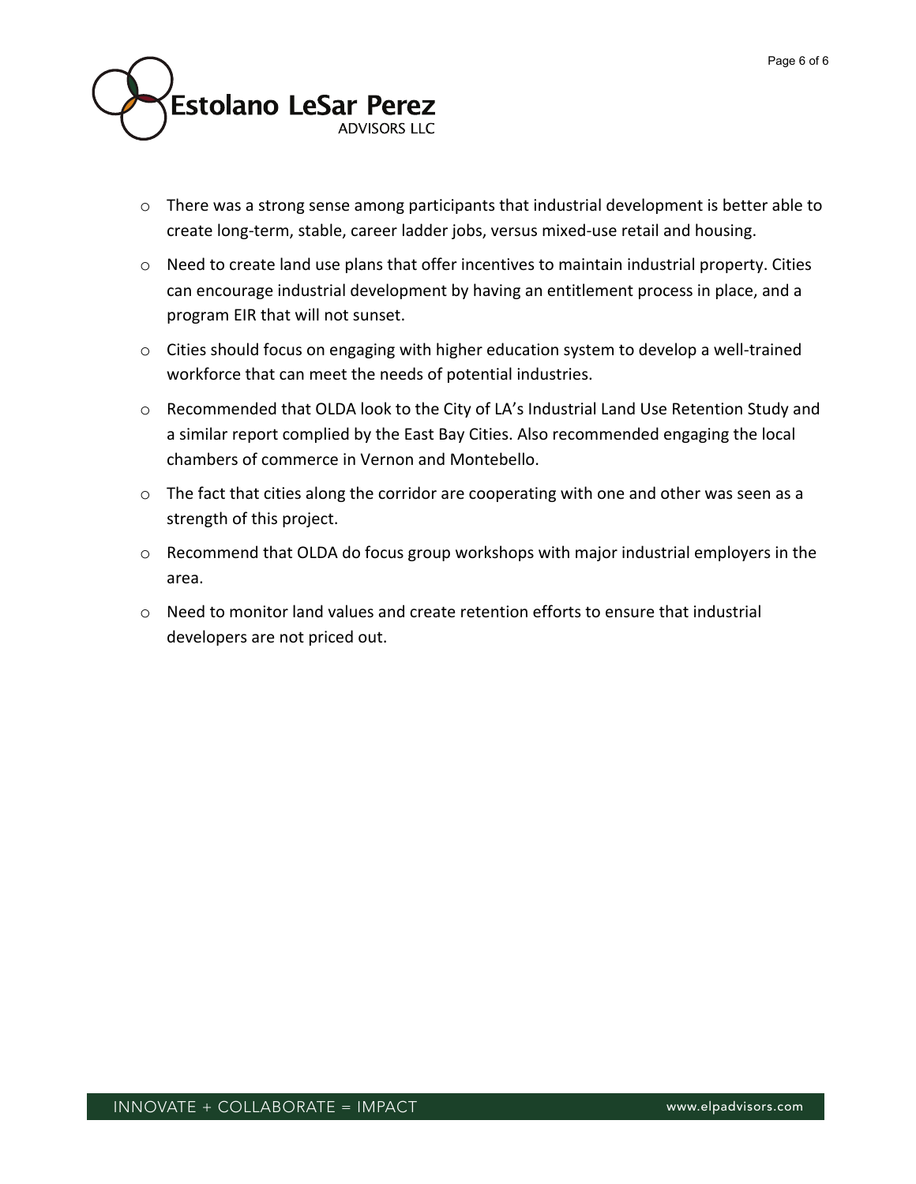- There was a strong sense among participants that industrial development is better able to create long-term, stable, career ladder jobs, versus mixed-use retail and housing.
- Need to create land use plans that offer incentives to maintain industrial property. Cities can encourage industrial development by having an entitlement process in place, and a program EIR that will not sunset.
- Cities should focus on engaging with higher education system to develop a well-trained workforce that can meet the needs of potential industries.
- Recommended that OLDA look to the City of LA's Industrial Land Use Retention Study and a similar report complied by the East Bay Cities. Also recommended engaging the local chambers of commerce in Vernon and Montebello.
- The fact that cities along the corridor are cooperating with one and other was seen as a strength of this project.
- Recommend that OLDA do focus group workshops with major industrial employers in the area.
- Need to monitor land values and create retention efforts to ensure that industrial developers are not priced out.